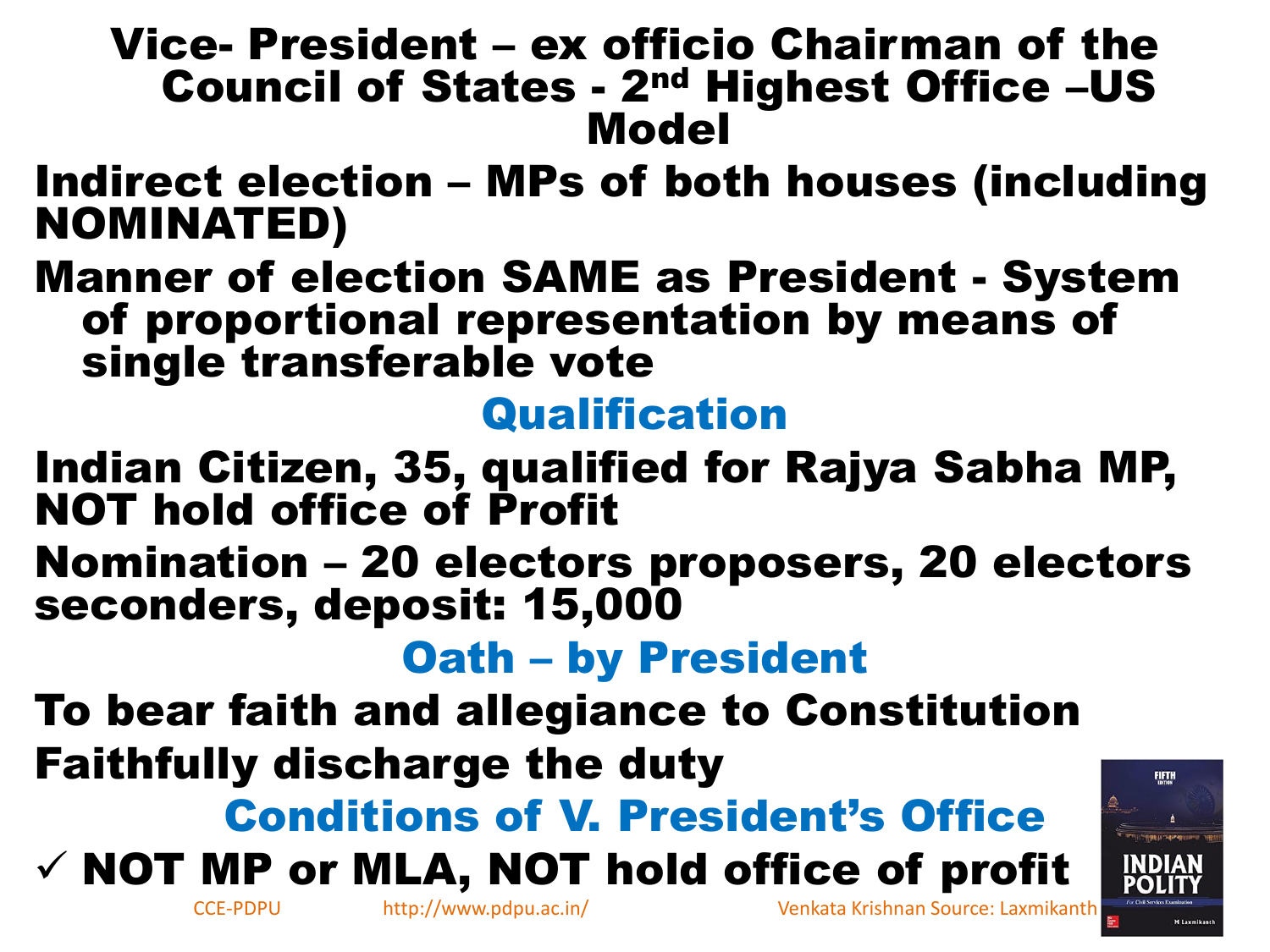# Vice- President – ex officio Chairman of the Council of States - 2nd Highest Office –US Model

**Indirect election – MPs of both houses (including NOMINATED)**

**Manner of election SAME as President - System of proportional representation by means of single transferable vote**

## Qualification

**Indian Citizen, 35, qualified for Rajya Sabha MP, NOT hold office of Profit**

**Nomination – 20 electors proposers, 20 electors seconders, deposit: 15,000**

## Oath – by President

**To bear faith and allegiance to Constitution**

**Faithfully discharge the duty**

## Conditions of V. President's Office

- ✓ **NOT MP or MLA, NOT hold office of profit**

CCE-PDPU http://www.pdpu.ac.in/ Venkata Krishnan Source: Laxmikanth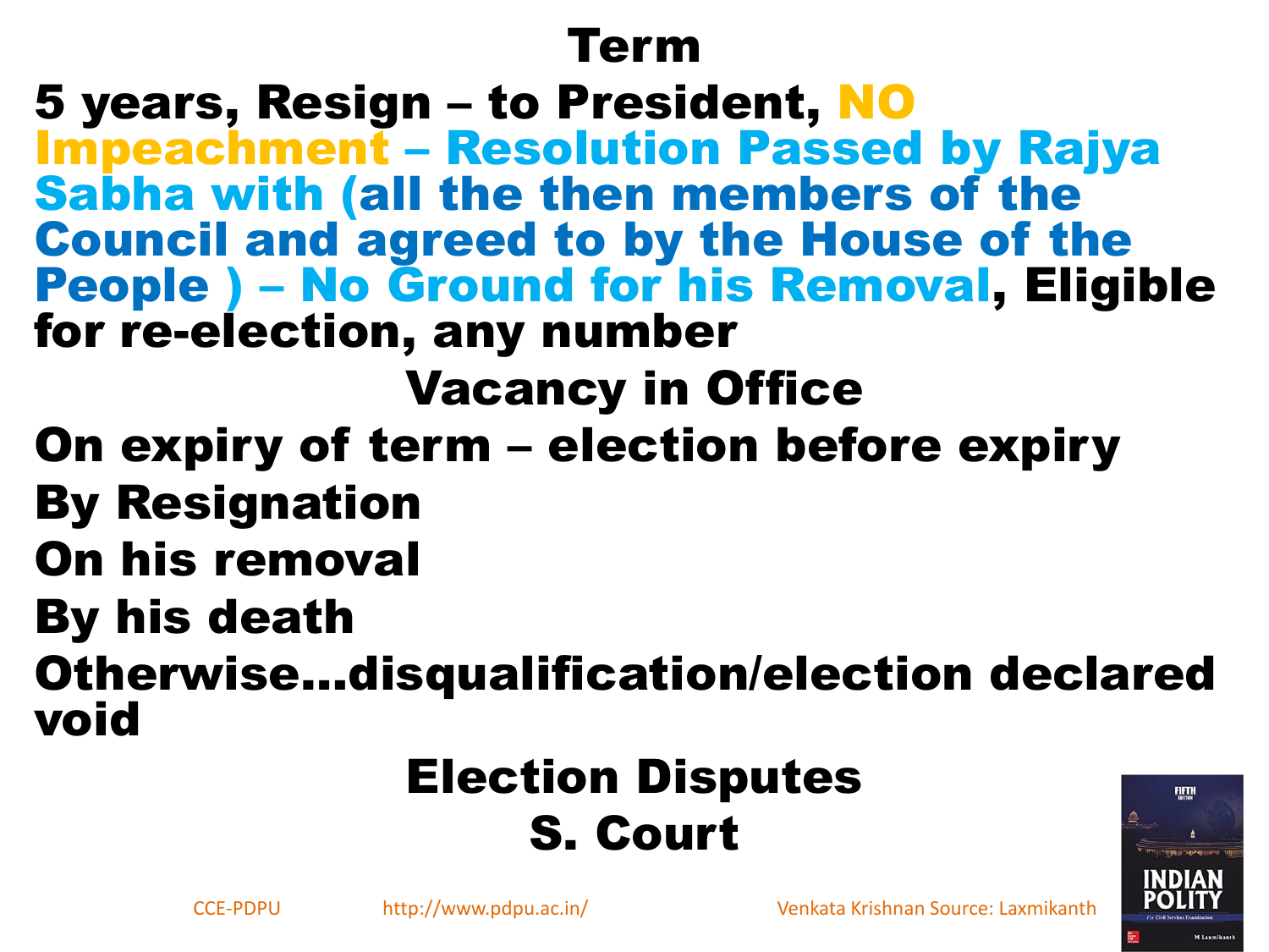# Term

5 years, Resign – to President, NO Impeachment – Resolution Passed by Rajya Sabha with (all the then members of the Council and agreed to by the House of the People ) – No Ground for his Removal, Eligible for re-election, any number

# Vacancy in Office

On expiry of term – election before expiry

By Resignation

On his removal

By his death

Otherwise…disqualification/election declared void

# Election Disputes

# S. Court

CCE-PDPU http://www.pdpu.ac.in/ Venkata Krishnan Source: Laxmikanth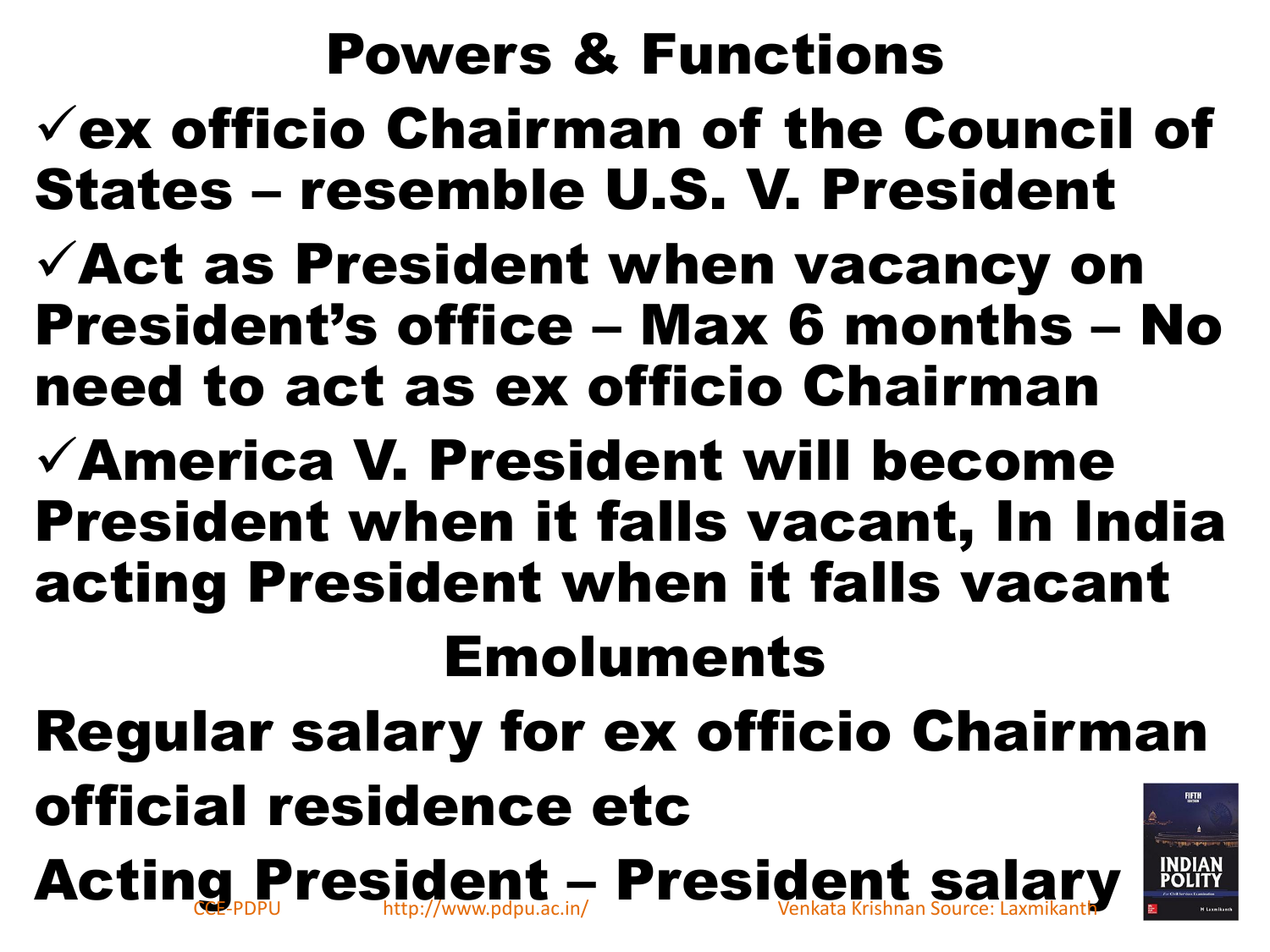# Powers & Functions

- ✓ex officio Chairman of the Council of States – resemble U.S. V. President
- ✓Act as President when vacancy on President's office – Max 6 months – No need to act as ex officio Chairman
- ✓America V. President will become President when it falls vacant, In India acting President when it falls vacant

# Emoluments

Regular salary for ex officio Chairman

official residence etc

Acting President – President salary